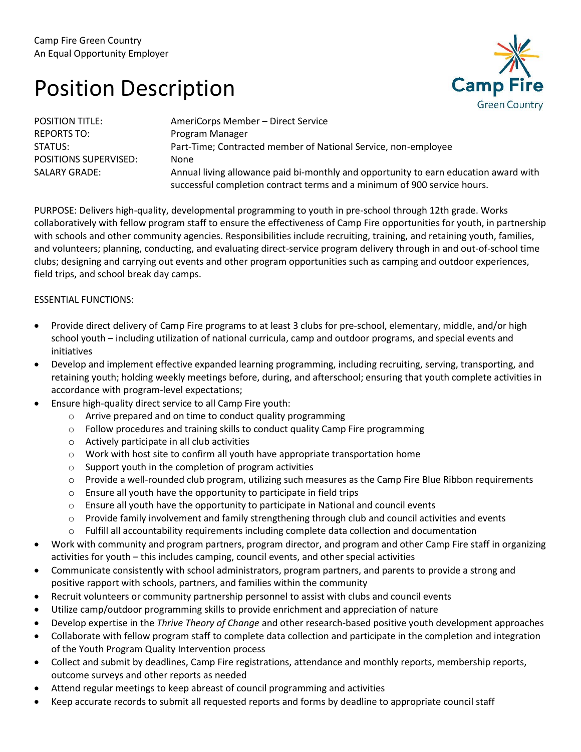Camp Fire Green Country
An Equal Opportunity Employer

# Position Description

| | |
|---|---|
| POSITION TITLE: | AmeriCorps Member – Direct Service |
| REPORTS TO: | Program Manager |
| STATUS: | Part-Time; Contracted member of National Service, non-employee |
| POSITIONS SUPERVISED: | None |
| SALARY GRADE: | Annual living allowance paid bi-monthly and opportunity to earn education award with successful completion contract terms and a minimum of 900 service hours. |

PURPOSE: Delivers high-quality, developmental programming to youth in pre-school through 12th grade. Works collaboratively with fellow program staff to ensure the effectiveness of Camp Fire opportunities for youth, in partnership with schools and other community agencies. Responsibilities include recruiting, training, and retaining youth, families, and volunteers; planning, conducting, and evaluating direct-service program delivery through in and out-of-school time clubs; designing and carrying out events and other program opportunities such as camping and outdoor experiences, field trips, and school break day camps.

ESSENTIAL FUNCTIONS:

- Provide direct delivery of Camp Fire programs to at least 3 clubs for pre-school, elementary, middle, and/or high school youth – including utilization of national curricula, camp and outdoor programs, and special events and initiatives
- Develop and implement effective expanded learning programming, including recruiting, serving, transporting, and retaining youth; holding weekly meetings before, during, and afterschool; ensuring that youth complete activities in accordance with program-level expectations;
- Ensure high-quality direct service to all Camp Fire youth:
  - Arrive prepared and on time to conduct quality programming
  - Follow procedures and training skills to conduct quality Camp Fire programming
  - Actively participate in all club activities
  - Work with host site to confirm all youth have appropriate transportation home
  - Support youth in the completion of program activities
  - Provide a well-rounded club program, utilizing such measures as the Camp Fire Blue Ribbon requirements
  - Ensure all youth have the opportunity to participate in field trips
  - Ensure all youth have the opportunity to participate in National and council events
  - Provide family involvement and family strengthening through club and council activities and events
  - Fulfill all accountability requirements including complete data collection and documentation
- Work with community and program partners, program director, and program and other Camp Fire staff in organizing activities for youth – this includes camping, council events, and other special activities
- Communicate consistently with school administrators, program partners, and parents to provide a strong and positive rapport with schools, partners, and families within the community
- Recruit volunteers or community partnership personnel to assist with clubs and council events
- Utilize camp/outdoor programming skills to provide enrichment and appreciation of nature
- Develop expertise in the *Thrive Theory of Change* and other research-based positive youth development approaches
- Collaborate with fellow program staff to complete data collection and participate in the completion and integration of the Youth Program Quality Intervention process
- Collect and submit by deadlines, Camp Fire registrations, attendance and monthly reports, membership reports, outcome surveys and other reports as needed
- Attend regular meetings to keep abreast of council programming and activities
- Keep accurate records to submit all requested reports and forms by deadline to appropriate council staff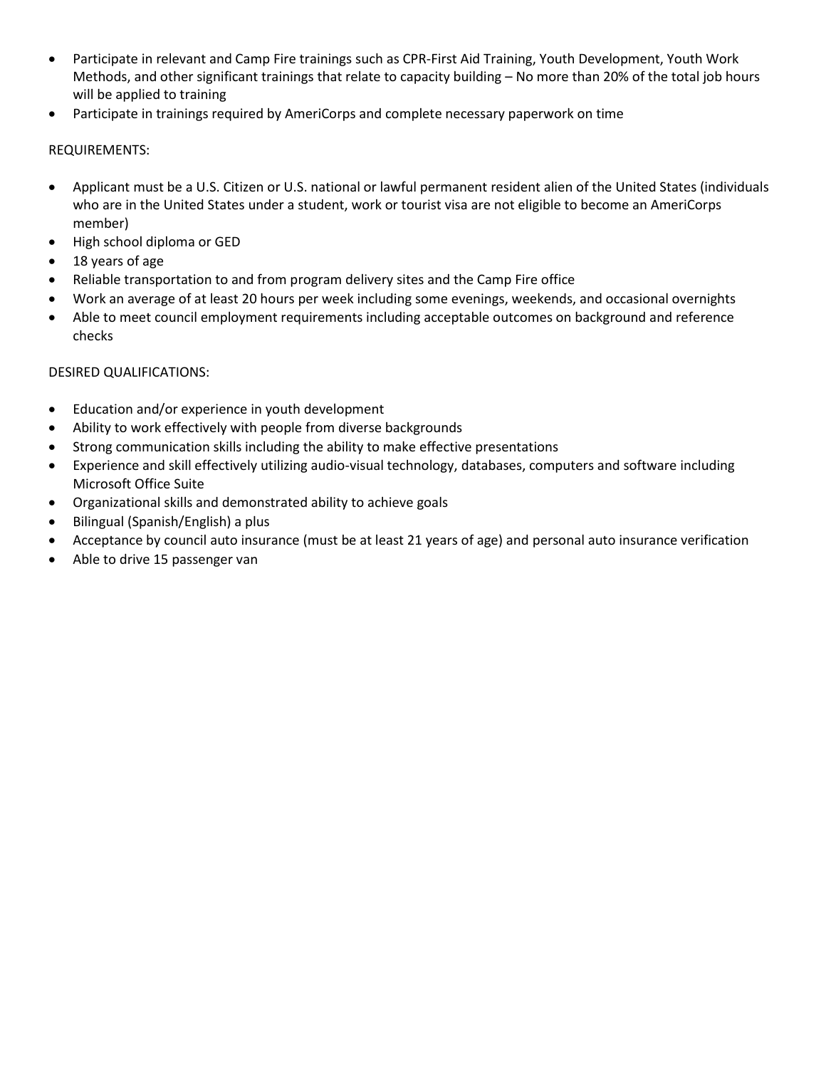- Participate in relevant and Camp Fire trainings such as CPR-First Aid Training, Youth Development, Youth Work Methods, and other significant trainings that relate to capacity building – No more than 20% of the total job hours will be applied to training
- Participate in trainings required by AmeriCorps and complete necessary paperwork on time

REQUIREMENTS:

- Applicant must be a U.S. Citizen or U.S. national or lawful permanent resident alien of the United States (individuals who are in the United States under a student, work or tourist visa are not eligible to become an AmeriCorps member)
- High school diploma or GED
- 18 years of age
- Reliable transportation to and from program delivery sites and the Camp Fire office
- Work an average of at least 20 hours per week including some evenings, weekends, and occasional overnights
- Able to meet council employment requirements including acceptable outcomes on background and reference checks

DESIRED QUALIFICATIONS:

- Education and/or experience in youth development
- Ability to work effectively with people from diverse backgrounds
- Strong communication skills including the ability to make effective presentations
- Experience and skill effectively utilizing audio-visual technology, databases, computers and software including Microsoft Office Suite
- Organizational skills and demonstrated ability to achieve goals
- Bilingual (Spanish/English) a plus
- Acceptance by council auto insurance (must be at least 21 years of age) and personal auto insurance verification
- Able to drive 15 passenger van